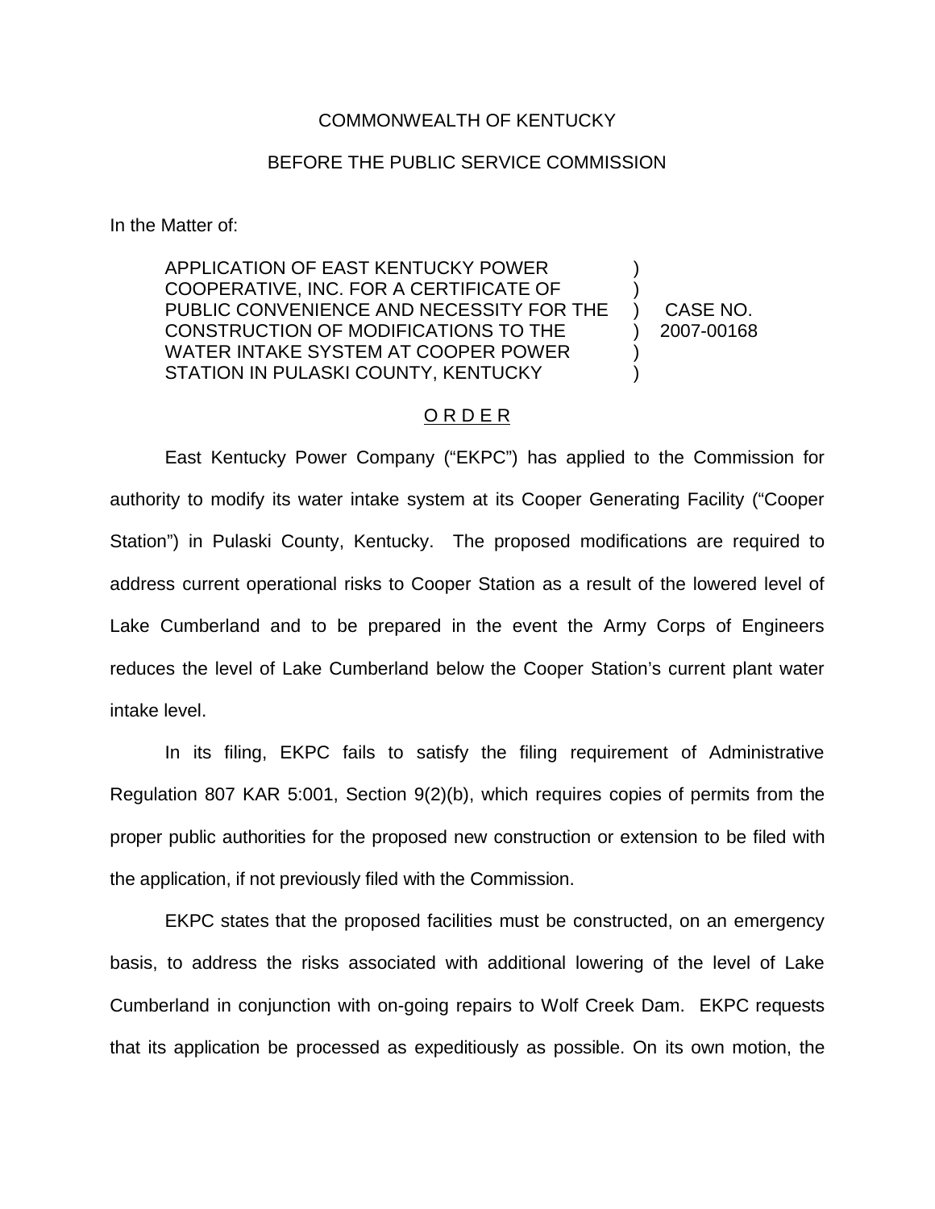COMMONWEALTH OF KENTUCKY

BEFORE THE PUBLIC SERVICE COMMISSION

In the Matter of:

| | | |
|---|---|---|
| APPLICATION OF EAST KENTUCKY POWER COOPERATIVE, INC. FOR A CERTIFICATE OF PUBLIC CONVENIENCE AND NECESSITY FOR THE CONSTRUCTION OF MODIFICATIONS TO THE WATER INTAKE SYSTEM AT COOPER POWER STATION IN PULASKI COUNTY, KENTUCKY | ) | CASE NO. 2007-00168 |

## O R D E R

East Kentucky Power Company ("EKPC") has applied to the Commission for authority to modify its water intake system at its Cooper Generating Facility ("Cooper Station") in Pulaski County, Kentucky. The proposed modifications are required to address current operational risks to Cooper Station as a result of the lowered level of Lake Cumberland and to be prepared in the event the Army Corps of Engineers reduces the level of Lake Cumberland below the Cooper Station's current plant water intake level.

In its filing, EKPC fails to satisfy the filing requirement of Administrative Regulation 807 KAR 5:001, Section 9(2)(b), which requires copies of permits from the proper public authorities for the proposed new construction or extension to be filed with the application, if not previously filed with the Commission.

EKPC states that the proposed facilities must be constructed, on an emergency basis, to address the risks associated with additional lowering of the level of Lake Cumberland in conjunction with on-going repairs to Wolf Creek Dam. EKPC requests that its application be processed as expeditiously as possible. On its own motion, the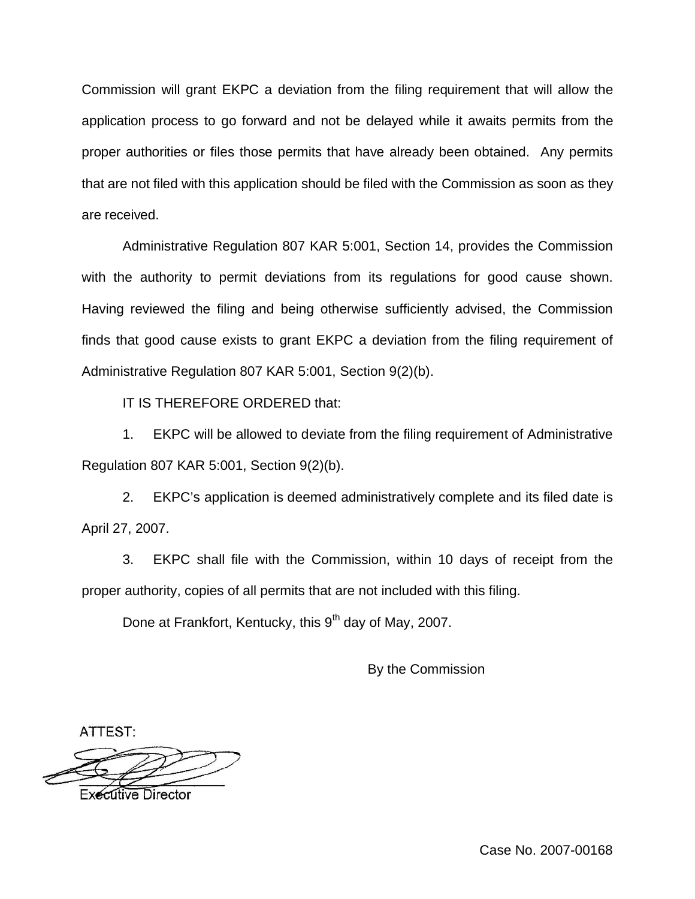Commission will grant EKPC a deviation from the filing requirement that will allow the application process to go forward and not be delayed while it awaits permits from the proper authorities or files those permits that have already been obtained. Any permits that are not filed with this application should be filed with the Commission as soon as they are received.

Administrative Regulation 807 KAR 5:001, Section 14, provides the Commission with the authority to permit deviations from its regulations for good cause shown. Having reviewed the filing and being otherwise sufficiently advised, the Commission finds that good cause exists to grant EKPC a deviation from the filing requirement of Administrative Regulation 807 KAR 5:001, Section 9(2)(b).

IT IS THEREFORE ORDERED that:

1. EKPC will be allowed to deviate from the filing requirement of Administrative Regulation 807 KAR 5:001, Section 9(2)(b).

2. EKPC's application is deemed administratively complete and its filed date is April 27, 2007.

3. EKPC shall file with the Commission, within 10 days of receipt from the proper authority, copies of all permits that are not included with this filing.

Done at Frankfort, Kentucky, this 9th day of May, 2007.

By the Commission

ATTEST:

Executive Director

Case No. 2007-00168